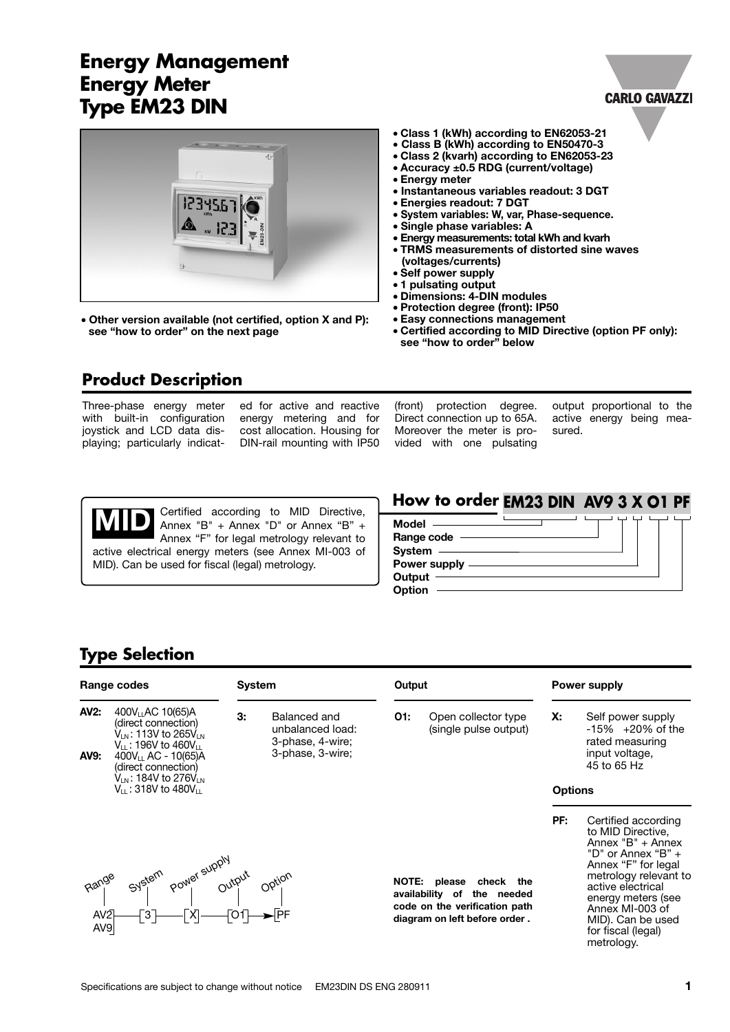# Energy Management Energy Meter Type EM23 DIN

CARLO GAVAZZI

- Other version available (not certified, option X and P): see "how to order" on the next page

- Class 1 (kWh) according to EN62053-21
- Class B (kWh) according to EN50470-3
- Class 2 (kvarh) according to EN62053-23
- Accuracy ±0.5 RDG (current/voltage)
- Energy meter
- Instantaneous variables readout: 3 DGT
- Energies readout: 7 DGT
- System variables: W, var, Phase-sequence.
- Single phase variables: A
- Energy measurements: total kWh and kvarh
- TRMS measurements of distorted sine waves (voltages/currents)
- Self power supply
- 1 pulsating output
- Dimensions: 4-DIN modules
- Protection degree (front): IP50
- Easy connections management
- Certified according to MID Directive (option PF only): see "how to order" below

## Product Description

Three-phase energy meter with built-in configuration joystick and LCD data displaying; particularly indicated for active and reactive energy metering and for cost allocation. Housing for DIN-rail mounting with IP50 (front) protection degree. Direct connection up to 65A. Moreover the meter is provided with one pulsating output proportional to the active energy being measured.

**MID** Certified according to MID Directive, Annex "B" + Annex "D" or Annex "B" + Annex "F" for legal metrology relevant to active electrical energy meters (see Annex MI-003 of MID). Can be used for fiscal (legal) metrology.

## How to order EM23 DIN AV9 3 X O1 PF

- Model
- Range code
- System
- Power supply
- Output
- Option

## Type Selection

**Range codes**

- **AV2:** $400V_{LL}$AC 10(65)A (direct connection) $V_{LN}$: 113V to $265V_{LN}$ $V_{LL}$: 196V to $460V_{LL}$
- **AV9:** $400V_{LL}$ AC - 10(65)A (direct connection) $V_{LN}$: 184V to $276V_{LN}$ $V_{LL}$: 318V to $480V_{LL}$

**System**

- **3:** Balanced and unbalanced load: 3-phase, 4-wire; 3-phase, 3-wire;

**Output**

- **O1:** Open collector type (single pulse output)

**Power supply**

- **X:** Self power supply -15% +20% of the rated measuring input voltage, 45 to 65 Hz

**Options**

- **PF:** Certified according to MID Directive, Annex "B" + Annex "D" or Annex "B" + Annex "F" for legal metrology relevant to active electrical energy meters (see Annex MI-003 of MID). Can be used for fiscal (legal) metrology.

Verification path: Range (AV2, AV9) — System (3) — Power supply (X) — Output (O1) — Option (PF)

**NOTE: please check the availability of the needed code on the verification path diagram on left before order .**

Specifications are subject to change without notice EM23DIN DS ENG 280911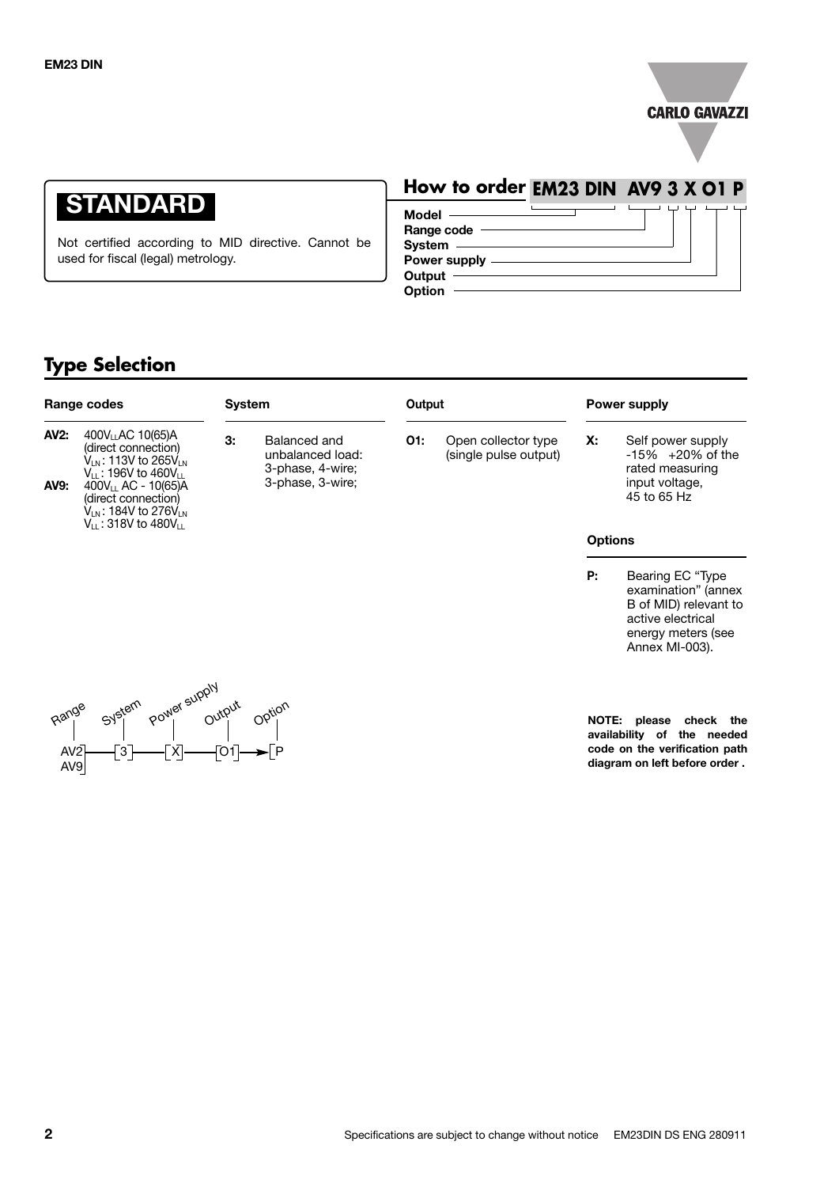**STANDARD**

Not certified according to MID directive. Cannot be used for fiscal (legal) metrology.

## How to order EM23 DIN AV9 3 X O1 P

- Model
- Range code
- System
- Power supply
- Output
- Option

## Type Selection

**Range codes**

**AV2:** $400V_{LL}$AC 10(65)A (direct connection) $V_{LN}$: 113V to $265V_{LN}$ $V_{LL}$: 196V to $460V_{LL}$

**AV9:** $400V_{LL}$ AC - 10(65)A (direct connection) $V_{LN}$: 184V to $276V_{LN}$ $V_{LL}$: 318V to $480V_{LL}$

**System**

**3:** Balanced and unbalanced load: 3-phase, 4-wire; 3-phase, 3-wire;

**Output**

**O1:** Open collector type (single pulse output)

**Power supply**

**X:** Self power supply -15% +20% of the rated measuring input voltage, 45 to 65 Hz

**Options**

**P:** Bearing EC "Type examination" (annex B of MID) relevant to active electrical energy meters (see Annex MI-003).

Range: AV2 / AV9 — System: 3 — Power supply: X — Output: O1 — Option: P

**NOTE: please check the availability of the needed code on the verification path diagram on left before order .**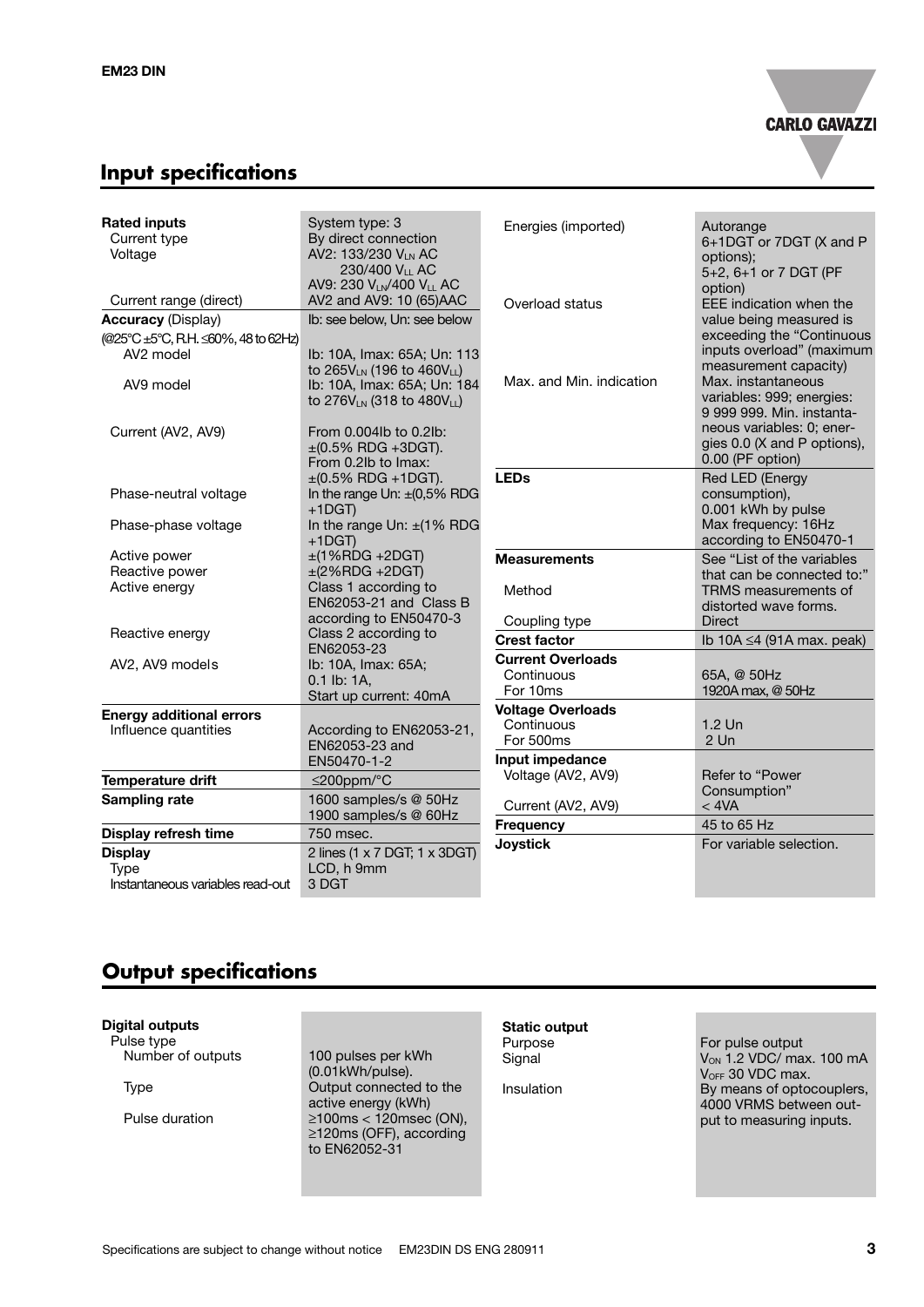## Input specifications

| | |
|---|---|
| **Rated inputs** | System type: 3 |
| Current type | By direct connection |
| Voltage | AV2: 133/230 $V_{LN}$ AC 230/400 $V_{LL}$ AC<br>AV9: 230 $V_{LN}$/400 $V_{LL}$ AC |
| Current range (direct) | AV2 and AV9: 10 (65)AAC |
| **Accuracy** (Display) (@25°C ±5°C, R.H. ≤60%, 48 to 62Hz) | Ib: see below, Un: see below |
| AV2 model | Ib: 10A, Imax: 65A; Un: 113 to 265$V_{LN}$ (196 to 460$V_{LL}$) |
| AV9 model | Ib: 10A, Imax: 65A; Un: 184 to 276$V_{LN}$ (318 to 480$V_{LL}$) |
| Current (AV2, AV9) | From 0.004Ib to 0.2Ib: ±(0.5% RDG +3DGT). From 0.2Ib to Imax: ±(0.5% RDG +1DGT). |
| Phase-neutral voltage | In the range Un: ±(0,5% RDG +1DGT) |
| Phase-phase voltage | In the range Un: ±(1% RDG +1DGT) |
| Active power | ±(1%RDG +2DGT) |
| Reactive power | ±(2%RDG +2DGT) |
| Active energy | Class 1 according to EN62053-21 and Class B according to EN50470-3 |
| Reactive energy | Class 2 according to EN62053-23 |
| AV2, AV9 models | Ib: 10A, Imax: 65A; 0.1 Ib: 1A, Start up current: 40mA |
| **Energy additional errors** | |
| Influence quantities | According to EN62053-21, EN62053-23 and EN50470-1-2 |
| **Temperature drift** | ≤200ppm/°C |
| **Sampling rate** | 1600 samples/s @ 50Hz<br>1900 samples/s @ 60Hz |
| **Display refresh time** | 750 msec. |
| **Display** | 2 lines (1 x 7 DGT; 1 x 3DGT) |
| Type | LCD, h 9mm |
| Instantaneous variables read-out | 3 DGT |
| Energies (imported) | Autorange<br>6+1DGT or 7DGT (X and P options);<br>5+2, 6+1 or 7 DGT (PF option) |
| Overload status | EEE indication when the value being measured is exceeding the "Continuous inputs overload" (maximum measurement capacity) |
| Max. and Min. indication | Max. instantaneous variables: 999; energies: 9 999 999. Min. instantaneous variables: 0; energies 0.0 (X and P options), 0.00 (PF option) |
| **LEDs** | Red LED (Energy consumption),<br>0.001 kWh by pulse<br>Max frequency: 16Hz according to EN50470-1 |
| **Measurements** | See "List of the variables that can be connected to:" |
| Method | TRMS measurements of distorted wave forms. |
| Coupling type | Direct |
| **Crest factor** | Ib 10A ≤4 (91A max. peak) |
| **Current Overloads** | |
| Continuous | 65A, @ 50Hz |
| For 10ms | 1920A max, @ 50Hz |
| **Voltage Overloads** | |
| Continuous | 1.2 Un |
| For 500ms | 2 Un |
| **Input impedance** | |
| Voltage (AV2, AV9) | Refer to "Power Consumption" |
| Current (AV2, AV9) | < 4VA |
| **Frequency** | 45 to 65 Hz |
| **Joystick** | For variable selection. |

## Output specifications

| | |
|---|---|
| **Digital outputs** | |
| Pulse type | |
| Number of outputs | 100 pulses per kWh (0.01kWh/pulse). |
| Type | Output connected to the active energy (kWh) |
| Pulse duration | ≥100ms < 120msec (ON), ≥120ms (OFF), according to EN62052-31 |
| **Static output** | |
| Purpose | For pulse output |
| Signal | $V_{ON}$ 1.2 VDC/ max. 100 mA<br>$V_{OFF}$ 30 VDC max. |
| Insulation | By means of optocouplers, 4000 VRMS between output to measuring inputs. |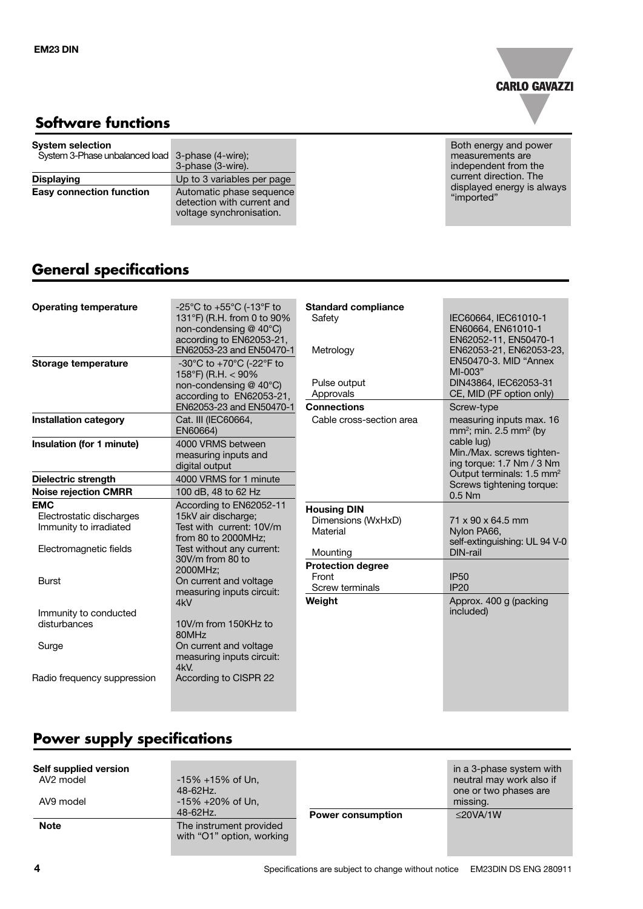## Software functions

| | |
|---|---|
| **System selection** | |
| System 3-Phase unbalanced load | 3-phase (4-wire); 3-phase (3-wire). |
| **Displaying** | Up to 3 variables per page |
| **Easy connection function** | Automatic phase sequence detection with current and voltage synchronisation. |

Both energy and power measurements are independent from the current direction. The displayed energy is always "imported"

## General specifications

| | |
|---|---|
| **Operating temperature** | -25°C to +55°C (-13°F to 131°F) (R.H. from 0 to 90% non-condensing @ 40°C) according to EN62053-21, EN62053-23 and EN50470-1 |
| **Storage temperature** | -30°C to +70°C (-22°F to 158°F) (R.H. < 90% non-condensing @ 40°C) according to EN62053-21, EN62053-23 and EN50470-1 |
| **Installation category** | Cat. III (IEC60664, EN60664) |
| **Insulation (for 1 minute)** | 4000 VRMS between measuring inputs and digital output |
| **Dielectric strength** | 4000 VRMS for 1 minute |
| **Noise rejection CMRR** | 100 dB, 48 to 62 Hz |
| **EMC** | According to EN62052-11 |
| Electrostatic discharges | 15kV air discharge; |
| Immunity to irradiated | Test with current: 10V/m from 80 to 2000MHz; |
| Electromagnetic fields | Test without any current: 30V/m from 80 to 2000MHz; |
| Burst | On current and voltage measuring inputs circuit: 4kV |
| Immunity to conducted disturbances | 10V/m from 150KHz to 80MHz |
| Surge | On current and voltage measuring inputs circuit: 4kV. |
| Radio frequency suppression | According to CISPR 22 |

| | |
|---|---|
| **Standard compliance** | |
| Safety | IEC60664, IEC61010-1 EN60664, EN61010-1 EN62052-11, EN50470-1 |
| Metrology | EN62053-21, EN62053-23, EN50470-3. MID "Annex MI-003" |
| Pulse output | DIN43864, IEC62053-31 |
| Approvals | CE, MID (PF option only) |
| **Connections** | Screw-type |
| Cable cross-section area | measuring inputs max. 16 mm²; min. 2.5 mm² (by cable lug) Min./Max. screws tightening torque: 1.7 Nm / 3 Nm Output terminals: 1.5 mm² Screws tightening torque: 0.5 Nm |
| **Housing DIN** | |
| Dimensions (WxHxD) | 71 x 90 x 64.5 mm |
| Material | Nylon PA66, self-extinguishing: UL 94 V-0 |
| Mounting | DIN-rail |
| **Protection degree** | |
| Front | IP50 |
| Screw terminals | IP20 |
| **Weight** | Approx. 400 g (packing included) |

## Power supply specifications

| | |
|---|---|
| **Self supplied version** | |
| AV2 model | -15% +15% of Un, 48-62Hz. |
| AV9 model | -15% +20% of Un, 48-62Hz. |
| **Note** | The instrument provided with "O1" option, working in a 3-phase system with neutral may work also if one or two phases are missing. |
| **Power consumption** | ≤20VA/1W |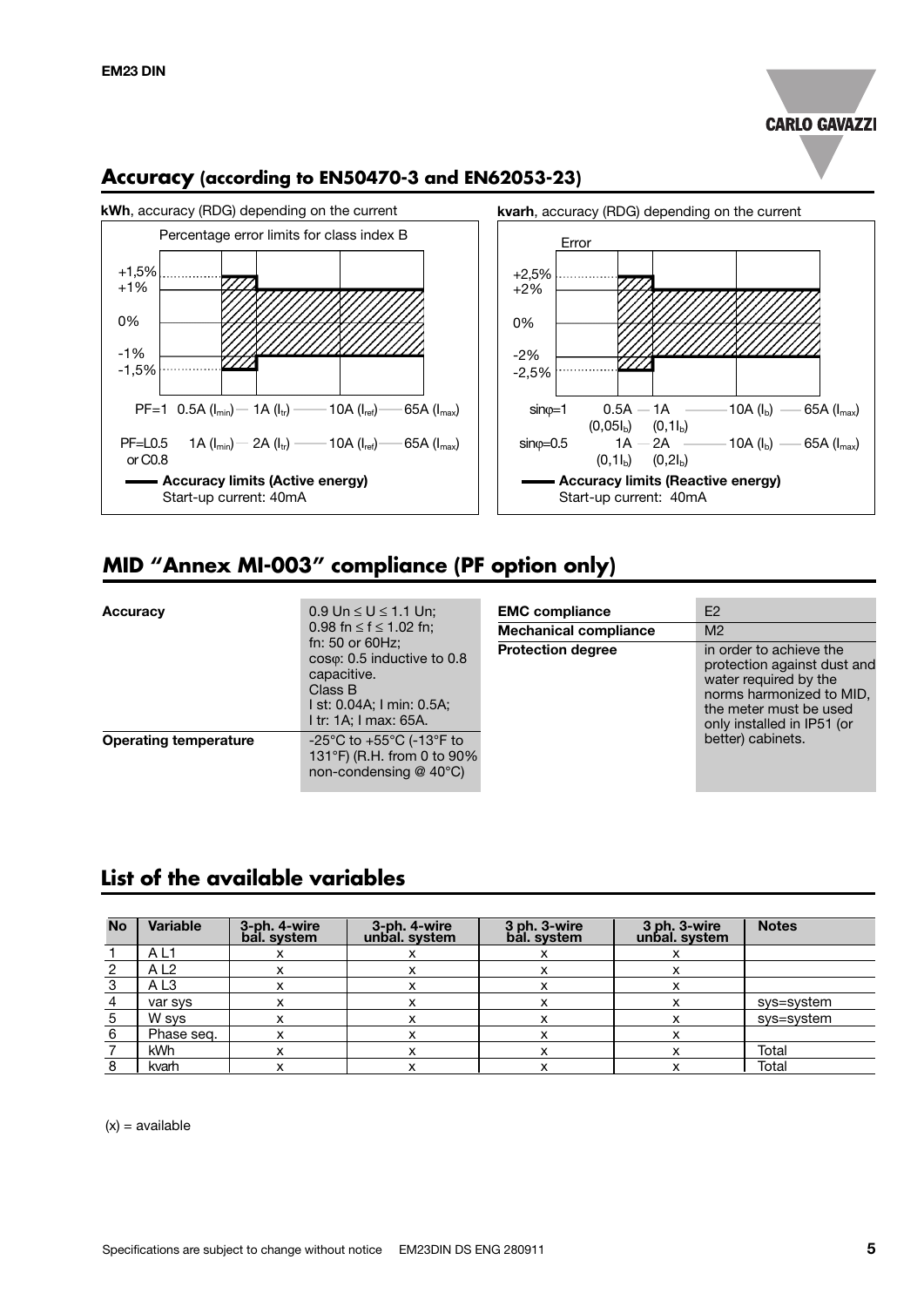## Accuracy (according to EN50470-3 and EN62053-23)

**kWh**, accuracy (RDG) depending on the current

Percentage error limits for class index B

+1,5%
+1%
0%
-1%
-1,5%

PF=1 0.5A ($I_{min}$) — 1A ($I_{tr}$) —— 10A ($I_{ref}$) —— 65A ($I_{max}$)

PF=L0.5 or C0.8 1A ($I_{min}$) — 2A ($I_{tr}$) —— 10A ($I_{ref}$) —— 65A ($I_{max}$)

**Accuracy limits (Active energy)**
Start-up current: 40mA

**kvarh**, accuracy (RDG) depending on the current

Error

+2,5%
+2%
0%
-2%
-2,5%

sinφ=1 0.5A ($0,05I_b$) — 1A ($0,1I_b$) —— 10A ($I_b$) —— 65A ($I_{max}$)

sinφ=0.5 1A ($0,1I_b$) — 2A ($0,2I_b$) —— 10A ($I_b$) —— 65A ($I_{max}$)

**Accuracy limits (Reactive energy)**
Start-up current: 40mA

## MID "Annex MI-003" compliance (PF option only)

| | |
|---|---|
| **Accuracy** | 0.9 Un ≤ U ≤ 1.1 Un; 0.98 fn ≤ f ≤ 1.02 fn; fn: 50 or 60Hz; cosφ: 0.5 inductive to 0.8 capacitive. Class B I st: 0.04A; I min: 0.5A; I tr: 1A; I max: 65A. |
| **Operating temperature** | -25°C to +55°C (-13°F to 131°F) (R.H. from 0 to 90% non-condensing @ 40°C) |

| | |
|---|---|
| **EMC compliance** | E2 |
| **Mechanical compliance** | M2 |
| **Protection degree** | in order to achieve the protection against dust and water required by the norms harmonized to MID, the meter must be used only installed in IP51 (or better) cabinets. |

## List of the available variables

| No | Variable | 3-ph. 4-wire bal. system | 3-ph. 4-wire unbal. system | 3 ph. 3-wire bal. system | 3 ph. 3-wire unbal. system | Notes |
|---|---|---|---|---|---|---|
| 1 | A L1 | x | x | x | x | |
| 2 | A L2 | x | x | x | x | |
| 3 | A L3 | x | x | x | x | |
| 4 | var sys | x | x | x | x | sys=system |
| 5 | W sys | x | x | x | x | sys=system |
| 6 | Phase seq. | x | x | x | x | |
| 7 | kWh | x | x | x | x | Total |
| 8 | kvarh | x | x | x | x | Total |

(x) = available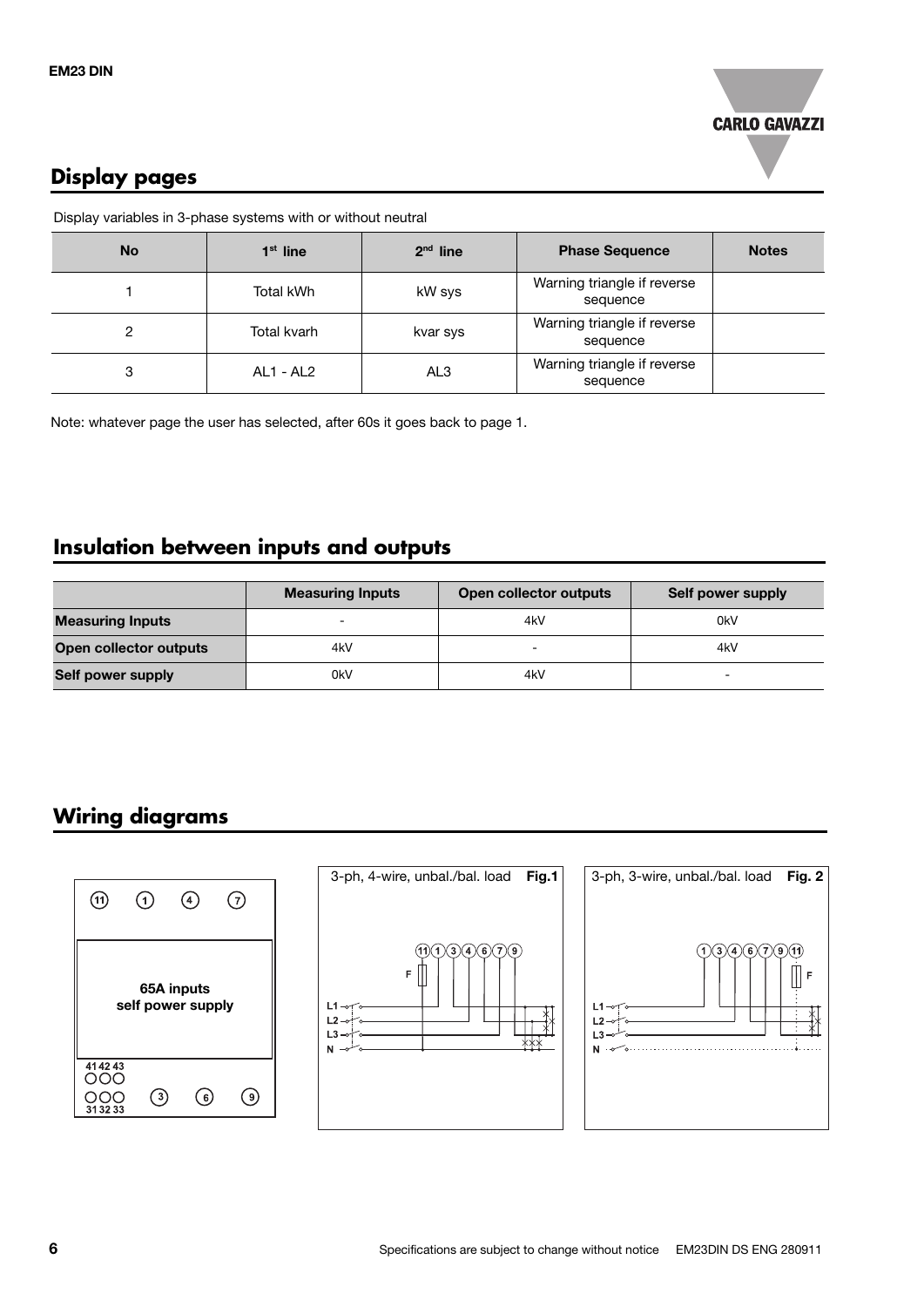## Display pages

Display variables in 3-phase systems with or without neutral

| No | 1st line | 2nd line | Phase Sequence | Notes |
|---|---|---|---|---|
| 1 | Total kWh | kW sys | Warning triangle if reverse sequence | |
| 2 | Total kvarh | kvar sys | Warning triangle if reverse sequence | |
| 3 | AL1 - AL2 | AL3 | Warning triangle if reverse sequence | |

Note: whatever page the user has selected, after 60s it goes back to page 1.

## Insulation between inputs and outputs

| | Measuring Inputs | Open collector outputs | Self power supply |
|---|---|---|---|
| **Measuring Inputs** | - | 4kV | 0kV |
| **Open collector outputs** | 4kV | - | 4kV |
| **Self power supply** | 0kV | 4kV | - |

## Wiring diagrams

11 1 4 7

65A inputs self power supply

41 42 43

31 32 33 3 6 9

3-ph, 4-wire, unbal./bal. load **Fig.1**

3-ph, 3-wire, unbal./bal. load **Fig. 2**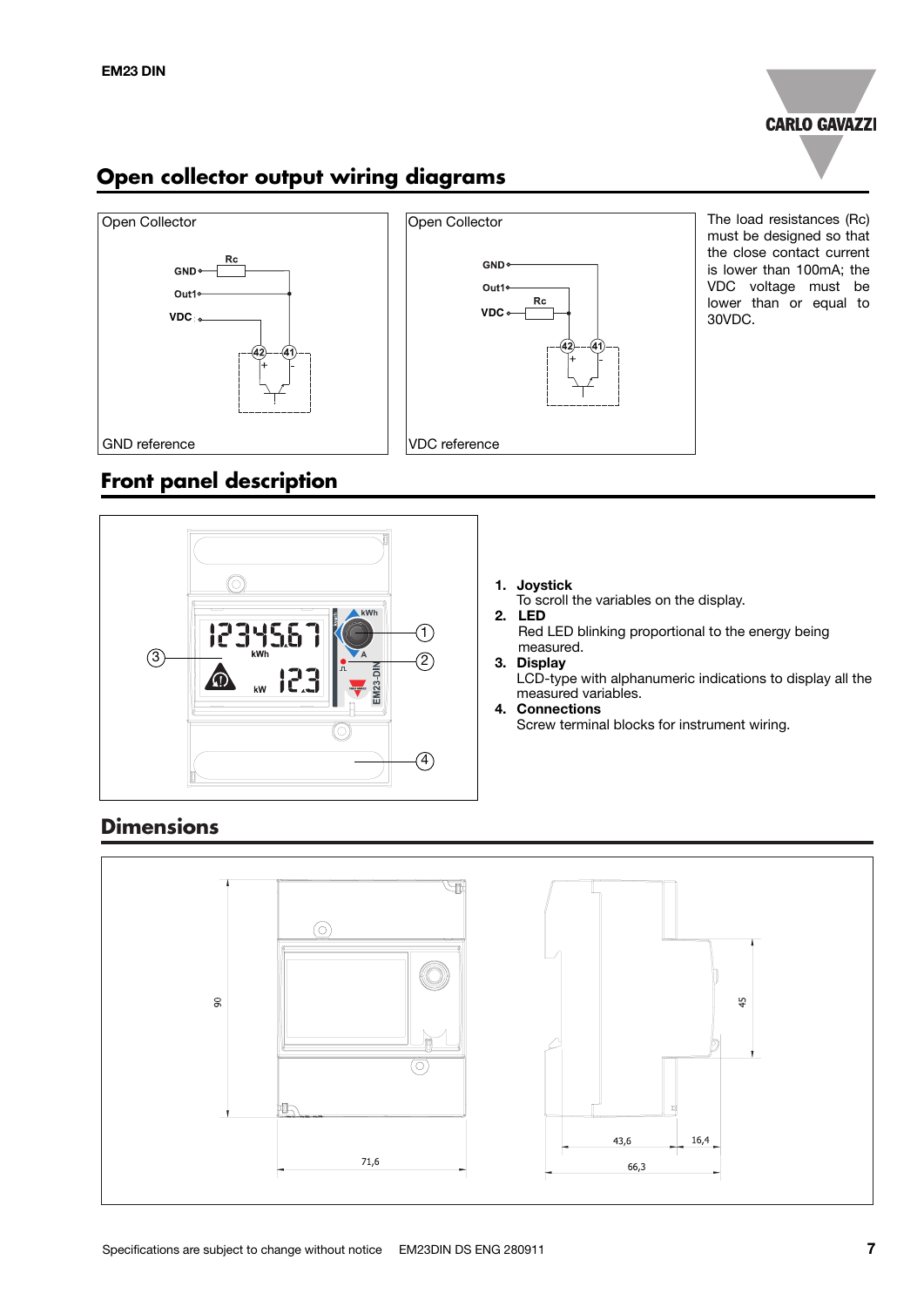## Open collector output wiring diagrams

Open Collector

Rc

GND

Out1

VDC

42

41

+

-

GND reference

Open Collector

GND

Out1

Rc

VDC

42

41

+

-

VDC reference

The load resistances (Rc) must be designed so that the close contact current is lower than 100mA; the VDC voltage must be lower than or equal to 30VDC.

## Front panel description

1. **Joystick**
   To scroll the variables on the display.
2. **LED**
   Red LED blinking proportional to the energy being measured.
3. **Display**
   LCD-type with alphanumeric indications to display all the measured variables.
4. **Connections**
   Screw terminal blocks for instrument wiring.

## Dimensions

90

71,6

45

43,6

16,4

66,3

Specifications are subject to change without notice EM23DIN DS ENG 280911